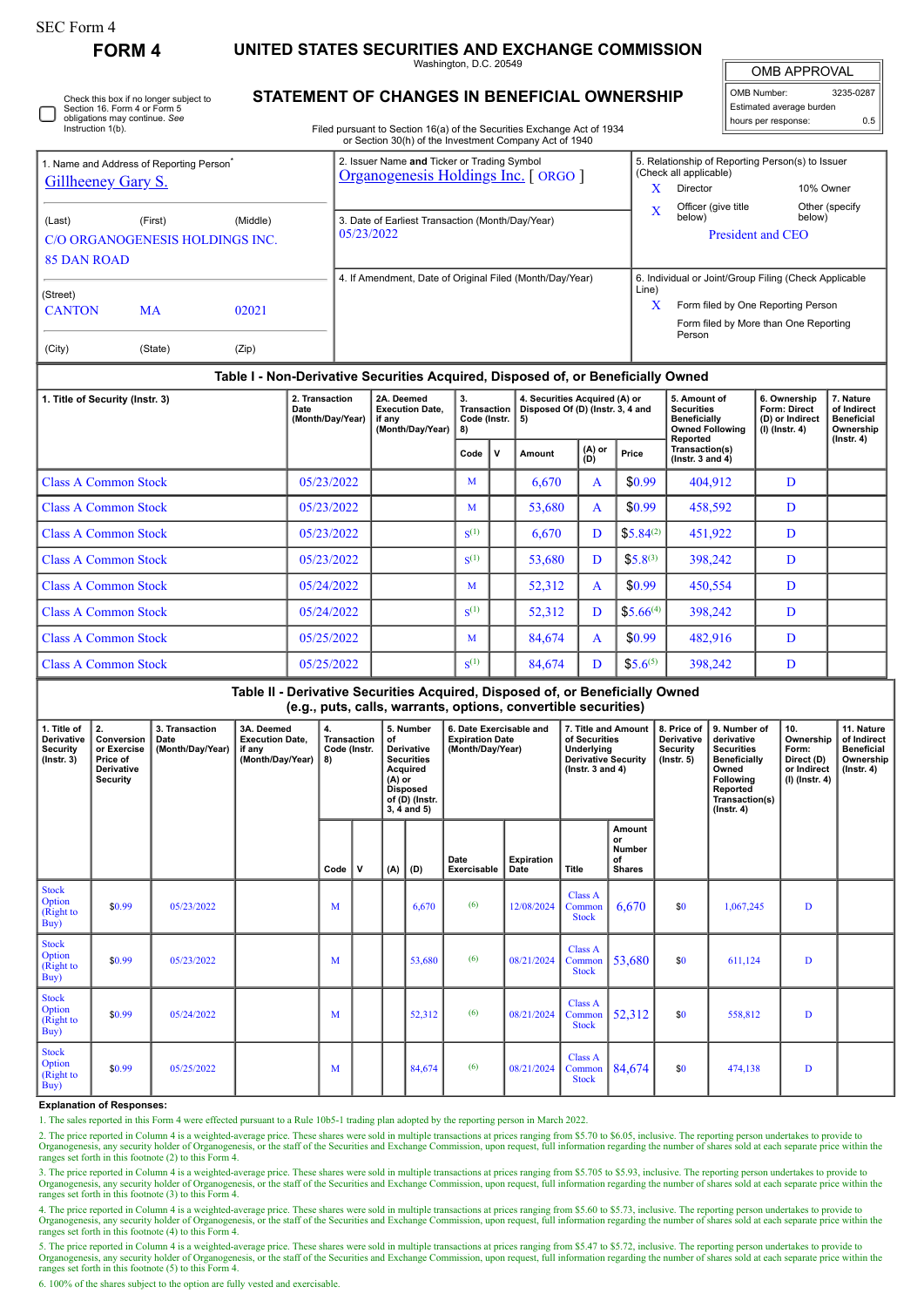SEC Form 4

**FORM 4**

# UNITED STATES SECURITIES AND EXCHANGE COMMISSION

Washington, D.C. 20549

| OMB APPROVAL | |
|---|---|
| OMB Number: | 3235-0287 |
| Estimated average burden | |
| hours per response: | 0.5 |

Check this box if no longer subject to Section 16. Form 4 or Form 5 obligations may continue. *See* Instruction 1(b).

## STATEMENT OF CHANGES IN BENEFICIAL OWNERSHIP

Filed pursuant to Section 16(a) of the Securities Exchange Act of 1934 or Section 30(h) of the Investment Company Act of 1940

1. Name and Address of Reporting Person*
Gillheeney Gary S.

(Last) (First) (Middle)
C/O ORGANOGENESIS HOLDINGS INC.
85 DAN ROAD

(Street)
CANTON MA 02021

(City) (State) (Zip)

2. Issuer Name **and** Ticker or Trading Symbol
Organogenesis Holdings Inc. [ ORGO ]

3. Date of Earliest Transaction (Month/Day/Year)
05/23/2022

4. If Amendment, Date of Original Filed (Month/Day/Year)

5. Relationship of Reporting Person(s) to Issuer (Check all applicable)
X Director
10% Owner
X Officer (give title below)
Other (specify below)
President and CEO

6. Individual or Joint/Group Filing (Check Applicable Line)
X Form filed by One Reporting Person
Form filed by More than One Reporting Person

### Table I - Non-Derivative Securities Acquired, Disposed of, or Beneficially Owned

| 1. Title of Security (Instr. 3) | 2. Transaction Date (Month/Day/Year) | 2A. Deemed Execution Date, if any (Month/Day/Year) | 3. Transaction Code (Instr. 8) | | 4. Securities Acquired (A) or Disposed Of (D) (Instr. 3, 4 and 5) | | | 5. Amount of Securities Beneficially Owned Following Reported Transaction(s) (Instr. 3 and 4) | 6. Ownership Form: Direct (D) or Indirect (I) (Instr. 4) | 7. Nature of Indirect Beneficial Ownership (Instr. 4) |
|---|---|---|---|---|---|---|---|---|---|---|
| | | | Code | V | Amount | (A) or (D) | Price | | | |
| Class A Common Stock | 05/23/2022 | | M | | 6,670 | A | $0.99 | 404,912 | D | |
| Class A Common Stock | 05/23/2022 | | M | | 53,680 | A | $0.99 | 458,592 | D | |
| Class A Common Stock | 05/23/2022 | | S[(1)] | | 6,670 | D | $5.84[(2)] | 451,922 | D | |
| Class A Common Stock | 05/23/2022 | | S[(1)] | | 53,680 | D | $5.8[(3)] | 398,242 | D | |
| Class A Common Stock | 05/24/2022 | | M | | 52,312 | A | $0.99 | 450,554 | D | |
| Class A Common Stock | 05/24/2022 | | S[(1)] | | 52,312 | D | $5.66[(4)] | 398,242 | D | |
| Class A Common Stock | 05/25/2022 | | M | | 84,674 | A | $0.99 | 482,916 | D | |
| Class A Common Stock | 05/25/2022 | | S[(1)] | | 84,674 | D | $5.6[(5)] | 398,242 | D | |

### Table II - Derivative Securities Acquired, Disposed of, or Beneficially Owned (e.g., puts, calls, warrants, options, convertible securities)

| 1. Title of Derivative Security (Instr. 3) | 2. Conversion or Exercise Price of Derivative Security | 3. Transaction Date (Month/Day/Year) | 3A. Deemed Execution Date, if any (Month/Day/Year) | 4. Transaction Code (Instr. 8) | | 5. Number of Derivative Securities Acquired (A) or Disposed of (D) (Instr. 3, 4 and 5) | | 6. Date Exercisable and Expiration Date (Month/Day/Year) | | 7. Title and Amount of Securities Underlying Derivative Security (Instr. 3 and 4) | | 8. Price of Derivative Security (Instr. 5) | 9. Number of derivative Securities Beneficially Owned Following Reported Transaction(s) (Instr. 4) | 10. Ownership Form: Direct (D) or Indirect (I) (Instr. 4) | 11. Nature of Indirect Beneficial Ownership (Instr. 4) |
|---|---|---|---|---|---|---|---|---|---|---|---|---|---|---|---|
| | | | | Code | V | (A) | (D) | Date Exercisable | Expiration Date | Title | Amount or Number of Shares | | | | |
| Stock Option (Right to Buy) | $0.99 | 05/23/2022 | | M | | | 6,670 | (6) | 12/08/2024 | Class A Common Stock | 6,670 | $0 | 1,067,245 | D | |
| Stock Option (Right to Buy) | $0.99 | 05/23/2022 | | M | | | 53,680 | (6) | 08/21/2024 | Class A Common Stock | 53,680 | $0 | 611,124 | D | |
| Stock Option (Right to Buy) | $0.99 | 05/24/2022 | | M | | | 52,312 | (6) | 08/21/2024 | Class A Common Stock | 52,312 | $0 | 558,812 | D | |
| Stock Option (Right to Buy) | $0.99 | 05/25/2022 | | M | | | 84,674 | (6) | 08/21/2024 | Class A Common Stock | 84,674 | $0 | 474,138 | D | |

**Explanation of Responses:**

1. The sales reported in this Form 4 were effected pursuant to a Rule 10b5-1 trading plan adopted by the reporting person in March 2022.

2. The price reported in Column 4 is a weighted-average price. These shares were sold in multiple transactions at prices ranging from $5.70 to $6.05, inclusive. The reporting person undertakes to provide to Organogenesis, any security holder of Organogenesis, or the staff of the Securities and Exchange Commission, upon request, full information regarding the number of shares sold at each separate price within the ranges set forth in this footnote (2) to this Form 4.

3. The price reported in Column 4 is a weighted-average price. These shares were sold in multiple transactions at prices ranging from $5.705 to $5.93, inclusive. The reporting person undertakes to provide to Organogenesis, any security holder of Organogenesis, or the staff of the Securities and Exchange Commission, upon request, full information regarding the number of shares sold at each separate price within the ranges set forth in this footnote (3) to this Form 4.

4. The price reported in Column 4 is a weighted-average price. These shares were sold in multiple transactions at prices ranging from $5.60 to $5.73, inclusive. The reporting person undertakes to provide to Organogenesis, any security holder of Organogenesis, or the staff of the Securities and Exchange Commission, upon request, full information regarding the number of shares sold at each separate price within the ranges set forth in this footnote (4) to this Form 4.

5. The price reported in Column 4 is a weighted-average price. These shares were sold in multiple transactions at prices ranging from $5.47 to $5.72, inclusive. The reporting person undertakes to provide to Organogenesis, any security holder of Organogenesis, or the staff of the Securities and Exchange Commission, upon request, full information regarding the number of shares sold at each separate price within the ranges set forth in this footnote (5) to this Form 4.

6. 100% of the shares subject to the option are fully vested and exercisable.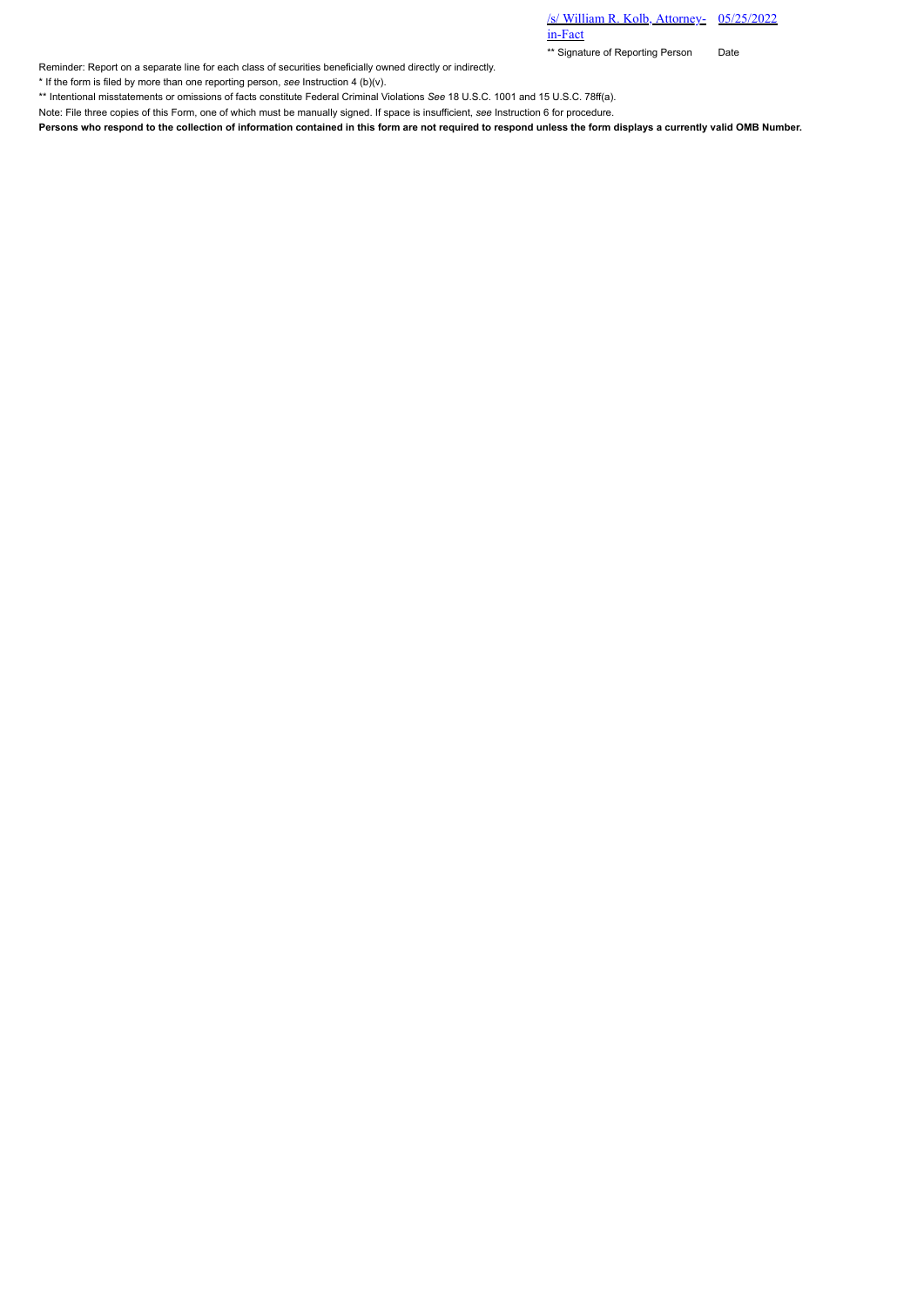| | |
|---|---|
| /s/ William R. Kolb, Attorney-in-Fact | 05/25/2022 |
| ** Signature of Reporting Person | Date |

Reminder: Report on a separate line for each class of securities beneficially owned directly or indirectly.

* If the form is filed by more than one reporting person, *see* Instruction 4 (b)(v).

** Intentional misstatements or omissions of facts constitute Federal Criminal Violations *See* 18 U.S.C. 1001 and 15 U.S.C. 78ff(a).

Note: File three copies of this Form, one of which must be manually signed. If space is insufficient, *see* Instruction 6 for procedure.

**Persons who respond to the collection of information contained in this form are not required to respond unless the form displays a currently valid OMB Number.**